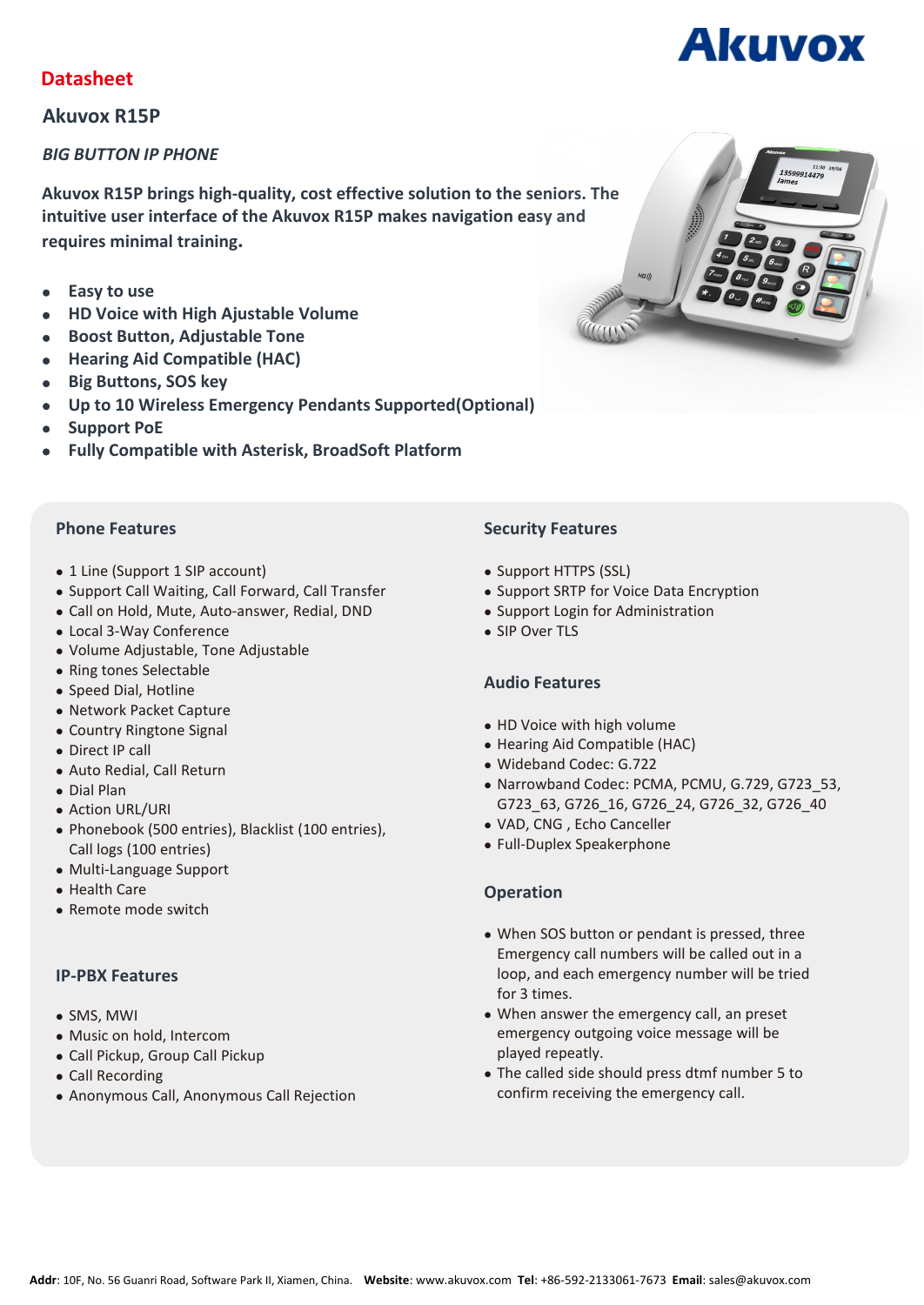Akuvox

## Datasheet

# Akuvox R15P

*BIG BUTTON IP PHONE*

**Akuvox R15P brings high-quality, cost effective solution to the seniors. The intuitive user interface of the Akuvox R15P makes navigation easy and requires minimal training.**

- **Easy to use**
- **HD Voice with High Ajustable Volume**
- **Boost Button, Adjustable Tone**
- **Hearing Aid Compatible (HAC)**
- **Big Buttons, SOS key**
- **Up to 10 Wireless Emergency Pendants Supported(Optional)**
- **Support PoE**
- **Fully Compatible with Asterisk, BroadSoft Platform**

### Phone Features

- 1 Line (Support 1 SIP account)
- Support Call Waiting, Call Forward, Call Transfer
- Call on Hold, Mute, Auto-answer, Redial, DND
- Local 3-Way Conference
- Volume Adjustable, Tone Adjustable
- Ring tones Selectable
- Speed Dial, Hotline
- Network Packet Capture
- Country Ringtone Signal
- Direct IP call
- Auto Redial, Call Return
- Dial Plan
- Action URL/URI
- Phonebook (500 entries), Blacklist (100 entries), Call logs (100 entries)
- Multi-Language Support
- Health Care
- Remote mode switch

### IP-PBX Features

- SMS, MWI
- Music on hold, Intercom
- Call Pickup, Group Call Pickup
- Call Recording
- Anonymous Call, Anonymous Call Rejection

### Security Features

- Support HTTPS (SSL)
- Support SRTP for Voice Data Encryption
- Support Login for Administration
- SIP Over TLS

### Audio Features

- HD Voice with high volume
- Hearing Aid Compatible (HAC)
- Wideband Codec: G.722
- Narrowband Codec: PCMA, PCMU, G.729, G723_53, G723_63, G726_16, G726_24, G726_32, G726_40
- VAD, CNG , Echo Canceller
- Full-Duplex Speakerphone

### Operation

- When SOS button or pendant is pressed, three Emergency call numbers will be called out in a loop, and each emergency number will be tried for 3 times.
- When answer the emergency call, an preset emergency outgoing voice message will be played repeatly.
- The called side should press dtmf number 5 to confirm receiving the emergency call.

**Addr**: 10F, No. 56 Guanri Road, Software Park II, Xiamen, China. **Website**: www.akuvox.com **Tel**: +86-592-2133061-7673 **Email**: sales@akuvox.com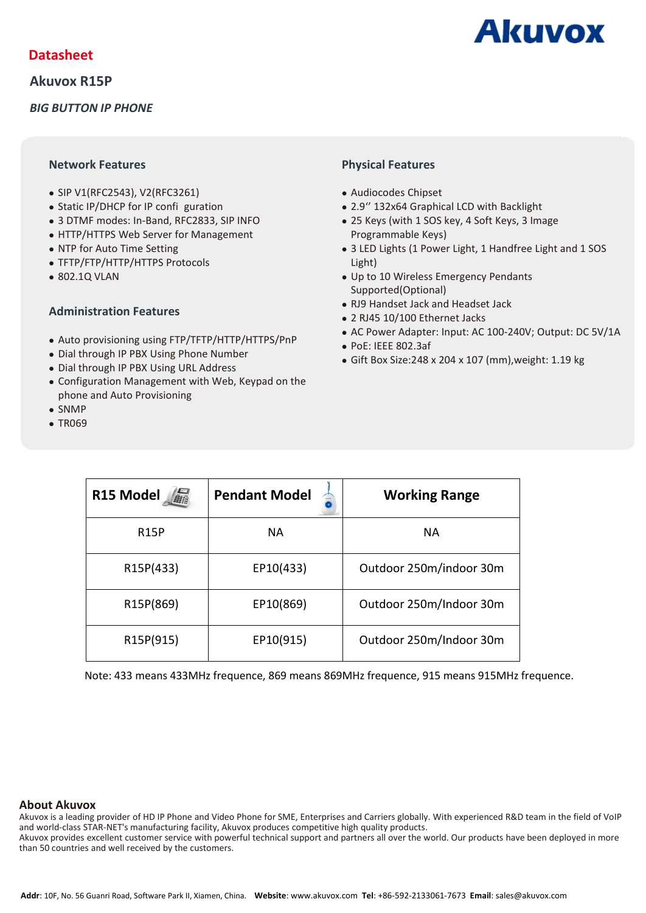Akuvox

Datasheet

# Akuvox R15P

*BIG BUTTON IP PHONE*

## Network Features

- SIP V1(RFC2543), V2(RFC3261)
- Static IP/DHCP for IP confi guration
- 3 DTMF modes: In-Band, RFC2833, SIP INFO
- HTTP/HTTPS Web Server for Management
- NTP for Auto Time Setting
- TFTP/FTP/HTTP/HTTPS Protocols
- 802.1Q VLAN

## Administration Features

- Auto provisioning using FTP/TFTP/HTTP/HTTPS/PnP
- Dial through IP PBX Using Phone Number
- Dial through IP PBX Using URL Address
- Configuration Management with Web, Keypad on the phone and Auto Provisioning
- SNMP
- TR069

## Physical Features

- Audiocodes Chipset
- 2.9'' 132x64 Graphical LCD with Backlight
- 25 Keys (with 1 SOS key, 4 Soft Keys, 3 Image Programmable Keys)
- 3 LED Lights (1 Power Light, 1 Handfree Light and 1 SOS Light)
- Up to 10 Wireless Emergency Pendants Supported(Optional)
- RJ9 Handset Jack and Headset Jack
- 2 RJ45 10/100 Ethernet Jacks
- AC Power Adapter: Input: AC 100-240V; Output: DC 5V/1A
- PoE: IEEE 802.3af
- Gift Box Size:248 x 204 x 107 (mm),weight: 1.19 kg

| R15 Model | Pendant Model | Working Range |
|---|---|---|
| R15P | NA | NA |
| R15P(433) | EP10(433) | Outdoor 250m/indoor 30m |
| R15P(869) | EP10(869) | Outdoor 250m/Indoor 30m |
| R15P(915) | EP10(915) | Outdoor 250m/Indoor 30m |

Note: 433 means 433MHz frequence, 869 means 869MHz frequence, 915 means 915MHz frequence.

## About Akuvox

Akuvox is a leading provider of HD IP Phone and Video Phone for SME, Enterprises and Carriers globally. With experienced R&D team in the field of VoIP and world-class STAR-NET's manufacturing facility, Akuvox produces competitive high quality products.
Akuvox provides excellent customer service with powerful technical support and partners all over the world. Our products have been deployed in more than 50 countries and well received by the customers.

**Addr**: 10F, No. 56 Guanri Road, Software Park II, Xiamen, China. **Website**: www.akuvox.com **Tel**: +86-592-2133061-7673 **Email**: sales@akuvox.com